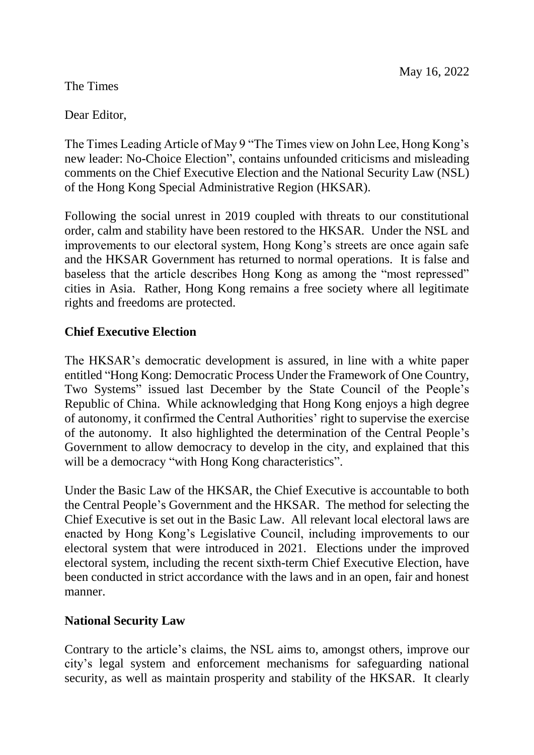May 16, 2022

The Times

Dear Editor,

The Times Leading Article of May 9 "The Times view on John Lee, Hong Kong's new leader: No-Choice Election", contains unfounded criticisms and misleading comments on the Chief Executive Election and the National Security Law (NSL) of the Hong Kong Special Administrative Region (HKSAR).

Following the social unrest in 2019 coupled with threats to our constitutional order, calm and stability have been restored to the HKSAR. Under the NSL and improvements to our electoral system, Hong Kong's streets are once again safe and the HKSAR Government has returned to normal operations. It is false and baseless that the article describes Hong Kong as among the "most repressed" cities in Asia. Rather, Hong Kong remains a free society where all legitimate rights and freedoms are protected.

**Chief Executive Election**

The HKSAR's democratic development is assured, in line with a white paper entitled "Hong Kong: Democratic Process Under the Framework of One Country, Two Systems" issued last December by the State Council of the People's Republic of China. While acknowledging that Hong Kong enjoys a high degree of autonomy, it confirmed the Central Authorities' right to supervise the exercise of the autonomy. It also highlighted the determination of the Central People's Government to allow democracy to develop in the city, and explained that this will be a democracy "with Hong Kong characteristics".

Under the Basic Law of the HKSAR, the Chief Executive is accountable to both the Central People's Government and the HKSAR. The method for selecting the Chief Executive is set out in the Basic Law. All relevant local electoral laws are enacted by Hong Kong's Legislative Council, including improvements to our electoral system that were introduced in 2021. Elections under the improved electoral system, including the recent sixth-term Chief Executive Election, have been conducted in strict accordance with the laws and in an open, fair and honest manner.

**National Security Law**

Contrary to the article's claims, the NSL aims to, amongst others, improve our city's legal system and enforcement mechanisms for safeguarding national security, as well as maintain prosperity and stability of the HKSAR. It clearly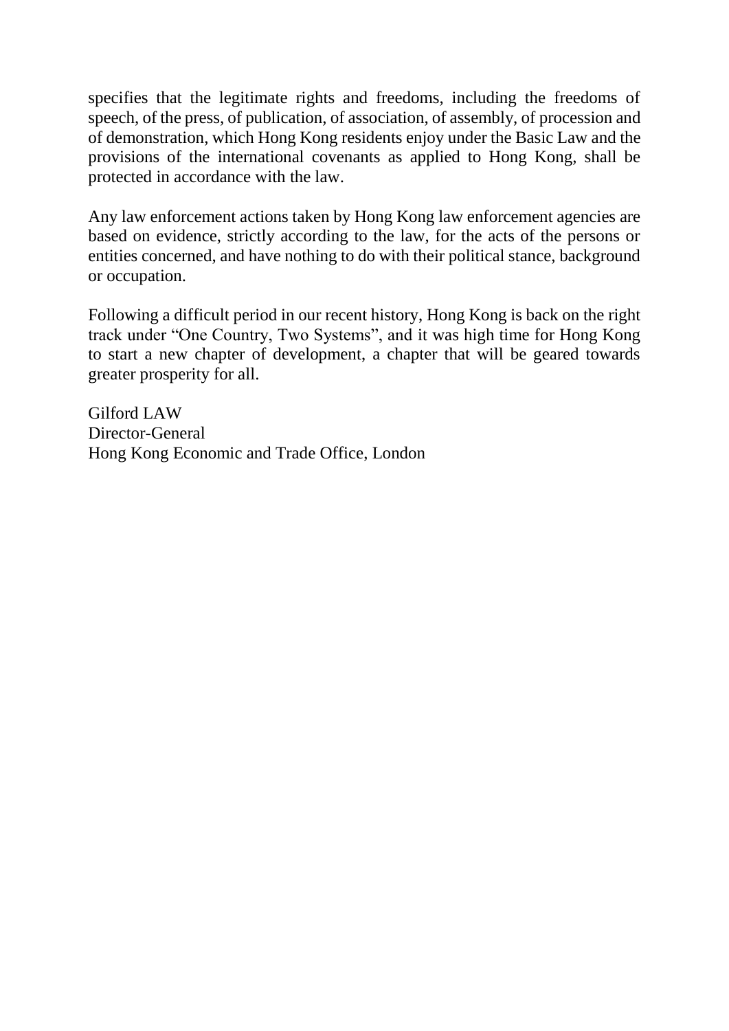specifies that the legitimate rights and freedoms, including the freedoms of speech, of the press, of publication, of association, of assembly, of procession and of demonstration, which Hong Kong residents enjoy under the Basic Law and the provisions of the international covenants as applied to Hong Kong, shall be protected in accordance with the law.

Any law enforcement actions taken by Hong Kong law enforcement agencies are based on evidence, strictly according to the law, for the acts of the persons or entities concerned, and have nothing to do with their political stance, background or occupation.

Following a difficult period in our recent history, Hong Kong is back on the right track under "One Country, Two Systems", and it was high time for Hong Kong to start a new chapter of development, a chapter that will be geared towards greater prosperity for all.

Gilford LAW  
Director-General  
Hong Kong Economic and Trade Office, London